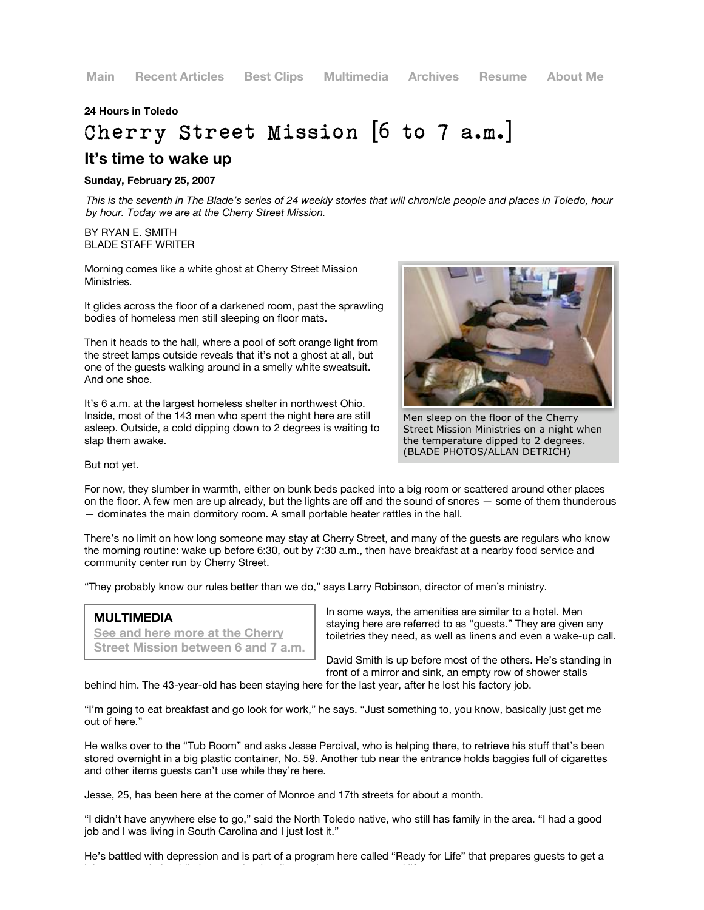Main Recent Articles Best Clips Multimedia Archives Resume About Me

**24 Hours in Toledo**

# Cherry Street Mission [6 to 7 a.m.]

## It's time to wake up

**Sunday, February 25, 2007**

*This is the seventh in The Blade's series of 24 weekly stories that will chronicle people and places in Toledo, hour by hour. Today we are at the Cherry Street Mission.*

BY RYAN E. SMITH
BLADE STAFF WRITER

Morning comes like a white ghost at Cherry Street Mission Ministries.

It glides across the floor of a darkened room, past the sprawling bodies of homeless men still sleeping on floor mats.

Then it heads to the hall, where a pool of soft orange light from the street lamps outside reveals that it's not a ghost at all, but one of the guests walking around in a smelly white sweatsuit. And one shoe.

It's 6 a.m. at the largest homeless shelter in northwest Ohio. Inside, most of the 143 men who spent the night here are still asleep. Outside, a cold dipping down to 2 degrees is waiting to slap them awake.

Men sleep on the floor of the Cherry Street Mission Ministries on a night when the temperature dipped to 2 degrees. (BLADE PHOTOS/ALLAN DETRICH)

But not yet.

For now, they slumber in warmth, either on bunk beds packed into a big room or scattered around other places on the floor. A few men are up already, but the lights are off and the sound of snores — some of them thunderous — dominates the main dormitory room. A small portable heater rattles in the hall.

There's no limit on how long someone may stay at Cherry Street, and many of the guests are regulars who know the morning routine: wake up before 6:30, out by 7:30 a.m., then have breakfast at a nearby food service and community center run by Cherry Street.

"They probably know our rules better than we do," says Larry Robinson, director of men's ministry.

**MULTIMEDIA**
See and here more at the Cherry Street Mission between 6 and 7 a.m.

In some ways, the amenities are similar to a hotel. Men staying here are referred to as "guests." They are given any toiletries they need, as well as linens and even a wake-up call.

David Smith is up before most of the others. He's standing in front of a mirror and sink, an empty row of shower stalls behind him. The 43-year-old has been staying here for the last year, after he lost his factory job.

"I'm going to eat breakfast and go look for work," he says. "Just something to, you know, basically just get me out of here."

He walks over to the "Tub Room" and asks Jesse Percival, who is helping there, to retrieve his stuff that's been stored overnight in a big plastic container, No. 59. Another tub near the entrance holds baggies full of cigarettes and other items guests can't use while they're here.

Jesse, 25, has been here at the corner of Monroe and 17th streets for about a month.

"I didn't have anywhere else to go," said the North Toledo native, who still has family in the area. "I had a good job and I was living in South Carolina and I just lost it."

He's battled with depression and is part of a program here called "Ready for Life" that prepares guests to get a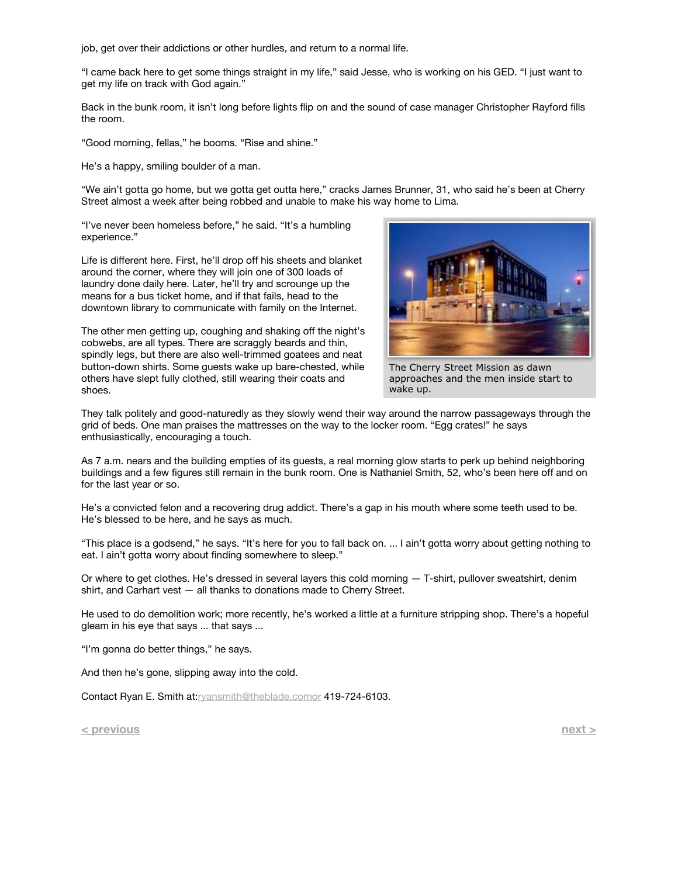job, get over their addictions or other hurdles, and return to a normal life.

"I came back here to get some things straight in my life," said Jesse, who is working on his GED. "I just want to get my life on track with God again."

Back in the bunk room, it isn't long before lights flip on and the sound of case manager Christopher Rayford fills the room.

"Good morning, fellas," he booms. "Rise and shine."

He's a happy, smiling boulder of a man.

"We ain't gotta go home, but we gotta get outta here," cracks James Brunner, 31, who said he's been at Cherry Street almost a week after being robbed and unable to make his way home to Lima.

"I've never been homeless before," he said. "It's a humbling experience."

Life is different here. First, he'll drop off his sheets and blanket around the corner, where they will join one of 300 loads of laundry done daily here. Later, he'll try and scrounge up the means for a bus ticket home, and if that fails, head to the downtown library to communicate with family on the Internet.

The other men getting up, coughing and shaking off the night's cobwebs, are all types. There are scraggly beards and thin, spindly legs, but there are also well-trimmed goatees and neat button-down shirts. Some guests wake up bare-chested, while others have slept fully clothed, still wearing their coats and shoes.

The Cherry Street Mission as dawn approaches and the men inside start to wake up.

They talk politely and good-naturedly as they slowly wend their way around the narrow passageways through the grid of beds. One man praises the mattresses on the way to the locker room. "Egg crates!" he says enthusiastically, encouraging a touch.

As 7 a.m. nears and the building empties of its guests, a real morning glow starts to perk up behind neighboring buildings and a few figures still remain in the bunk room. One is Nathaniel Smith, 52, who's been here off and on for the last year or so.

He's a convicted felon and a recovering drug addict. There's a gap in his mouth where some teeth used to be. He's blessed to be here, and he says as much.

"This place is a godsend," he says. "It's here for you to fall back on. ... I ain't gotta worry about getting nothing to eat. I ain't gotta worry about finding somewhere to sleep."

Or where to get clothes. He's dressed in several layers this cold morning — T-shirt, pullover sweatshirt, denim shirt, and Carhart vest — all thanks to donations made to Cherry Street.

He used to do demolition work; more recently, he's worked a little at a furniture stripping shop. There's a hopeful gleam in his eye that says ... that says ...

"I'm gonna do better things," he says.

And then he's gone, slipping away into the cold.

Contact Ryan E. Smith at:ryansmith@theblade.comor 419-724-6103.

< previous next >